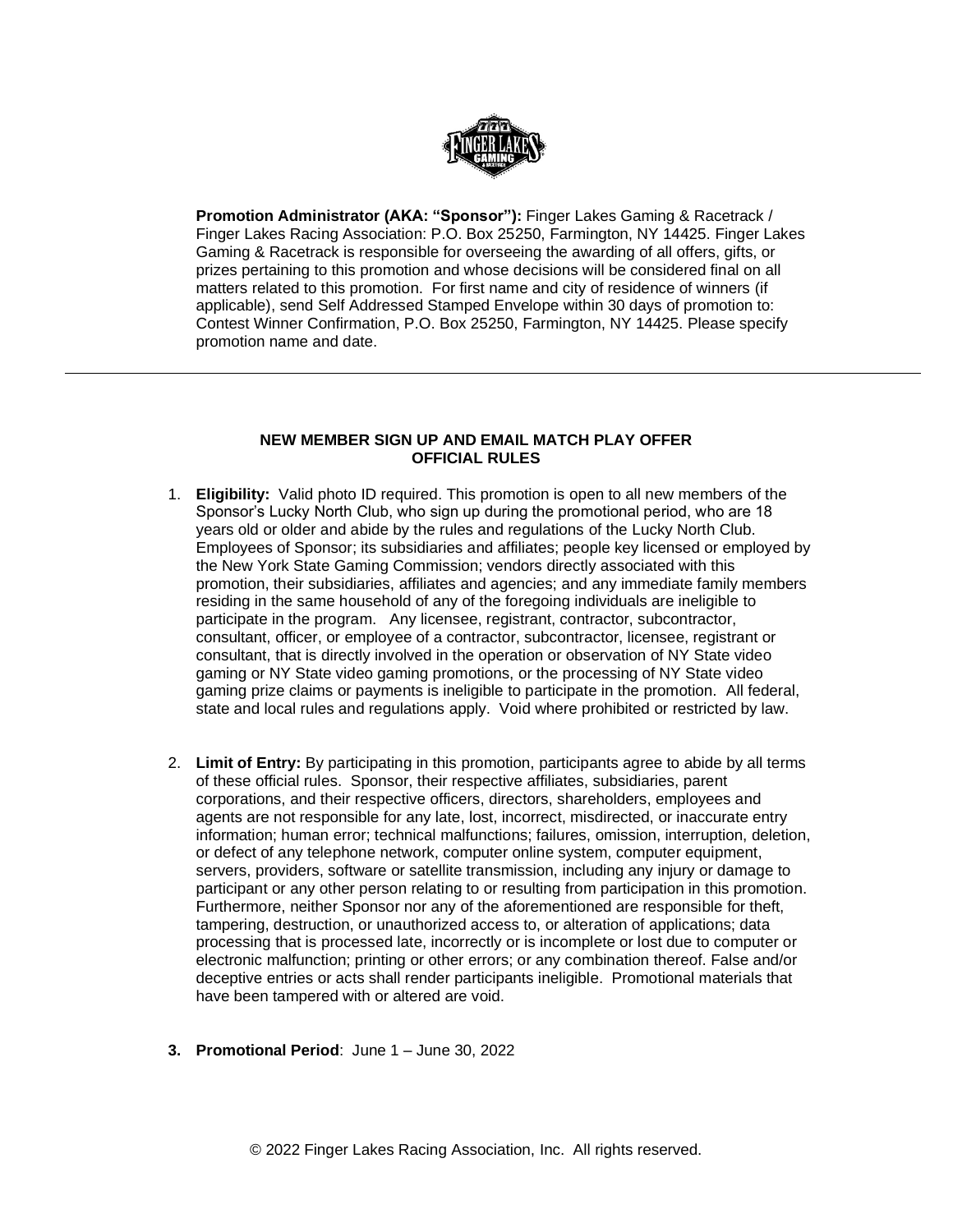**Promotion Administrator (AKA: "Sponsor"):** Finger Lakes Gaming & Racetrack / Finger Lakes Racing Association: P.O. Box 25250, Farmington, NY 14425. Finger Lakes Gaming & Racetrack is responsible for overseeing the awarding of all offers, gifts, or prizes pertaining to this promotion and whose decisions will be considered final on all matters related to this promotion. For first name and city of residence of winners (if applicable), send Self Addressed Stamped Envelope within 30 days of promotion to: Contest Winner Confirmation, P.O. Box 25250, Farmington, NY 14425. Please specify promotion name and date.

---

**NEW MEMBER SIGN UP AND EMAIL MATCH PLAY OFFER**
**OFFICIAL RULES**

1. **Eligibility:** Valid photo ID required. This promotion is open to all new members of the Sponsor's Lucky North Club, who sign up during the promotional period, who are 18 years old or older and abide by the rules and regulations of the Lucky North Club. Employees of Sponsor; its subsidiaries and affiliates; people key licensed or employed by the New York State Gaming Commission; vendors directly associated with this promotion, their subsidiaries, affiliates and agencies; and any immediate family members residing in the same household of any of the foregoing individuals are ineligible to participate in the program. Any licensee, registrant, contractor, subcontractor, consultant, officer, or employee of a contractor, subcontractor, licensee, registrant or consultant, that is directly involved in the operation or observation of NY State video gaming or NY State video gaming promotions, or the processing of NY State video gaming prize claims or payments is ineligible to participate in the promotion. All federal, state and local rules and regulations apply. Void where prohibited or restricted by law.

2. **Limit of Entry:** By participating in this promotion, participants agree to abide by all terms of these official rules. Sponsor, their respective affiliates, subsidiaries, parent corporations, and their respective officers, directors, shareholders, employees and agents are not responsible for any late, lost, incorrect, misdirected, or inaccurate entry information; human error; technical malfunctions; failures, omission, interruption, deletion, or defect of any telephone network, computer online system, computer equipment, servers, providers, software or satellite transmission, including any injury or damage to participant or any other person relating to or resulting from participation in this promotion. Furthermore, neither Sponsor nor any of the aforementioned are responsible for theft, tampering, destruction, or unauthorized access to, or alteration of applications; data processing that is processed late, incorrectly or is incomplete or lost due to computer or electronic malfunction; printing or other errors; or any combination thereof. False and/or deceptive entries or acts shall render participants ineligible. Promotional materials that have been tampered with or altered are void.

3. **Promotional Period**: June 1 – June 30, 2022

© 2022 Finger Lakes Racing Association, Inc. All rights reserved.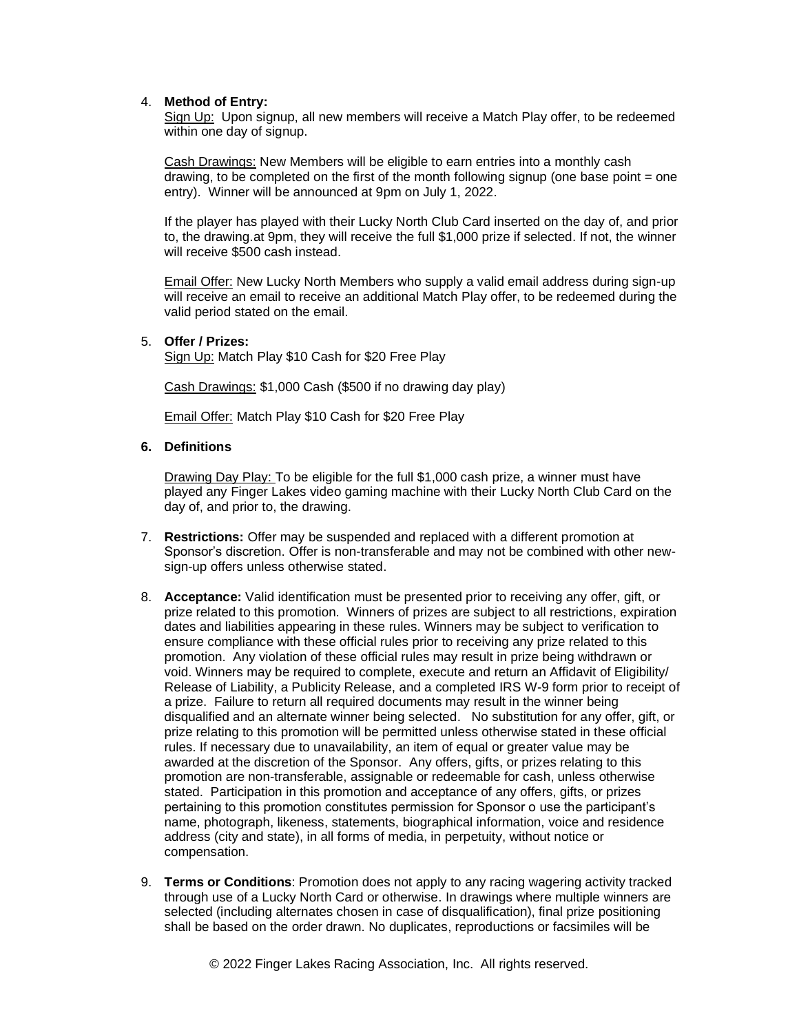4. **Method of Entry:**
   Sign Up: Upon signup, all new members will receive a Match Play offer, to be redeemed within one day of signup.

   Cash Drawings: New Members will be eligible to earn entries into a monthly cash drawing, to be completed on the first of the month following signup (one base point = one entry). Winner will be announced at 9pm on July 1, 2022.

   If the player has played with their Lucky North Club Card inserted on the day of, and prior to, the drawing.at 9pm, they will receive the full $1,000 prize if selected. If not, the winner will receive $500 cash instead.

   Email Offer: New Lucky North Members who supply a valid email address during sign-up will receive an email to receive an additional Match Play offer, to be redeemed during the valid period stated on the email.

5. **Offer / Prizes:**
   Sign Up: Match Play $10 Cash for $20 Free Play

   Cash Drawings: $1,000 Cash ($500 if no drawing day play)

   Email Offer: Match Play $10 Cash for $20 Free Play

6. **Definitions**

   Drawing Day Play: To be eligible for the full $1,000 cash prize, a winner must have played any Finger Lakes video gaming machine with their Lucky North Club Card on the day of, and prior to, the drawing.

7. **Restrictions:** Offer may be suspended and replaced with a different promotion at Sponsor's discretion. Offer is non-transferable and may not be combined with other new-sign-up offers unless otherwise stated.

8. **Acceptance:** Valid identification must be presented prior to receiving any offer, gift, or prize related to this promotion. Winners of prizes are subject to all restrictions, expiration dates and liabilities appearing in these rules. Winners may be subject to verification to ensure compliance with these official rules prior to receiving any prize related to this promotion. Any violation of these official rules may result in prize being withdrawn or void. Winners may be required to complete, execute and return an Affidavit of Eligibility/ Release of Liability, a Publicity Release, and a completed IRS W-9 form prior to receipt of a prize. Failure to return all required documents may result in the winner being disqualified and an alternate winner being selected. No substitution for any offer, gift, or prize relating to this promotion will be permitted unless otherwise stated in these official rules. If necessary due to unavailability, an item of equal or greater value may be awarded at the discretion of the Sponsor. Any offers, gifts, or prizes relating to this promotion are non-transferable, assignable or redeemable for cash, unless otherwise stated. Participation in this promotion and acceptance of any offers, gifts, or prizes pertaining to this promotion constitutes permission for Sponsor o use the participant's name, photograph, likeness, statements, biographical information, voice and residence address (city and state), in all forms of media, in perpetuity, without notice or compensation.

9. **Terms or Conditions**: Promotion does not apply to any racing wagering activity tracked through use of a Lucky North Card or otherwise. In drawings where multiple winners are selected (including alternates chosen in case of disqualification), final prize positioning shall be based on the order drawn. No duplicates, reproductions or facsimiles will be

© 2022 Finger Lakes Racing Association, Inc. All rights reserved.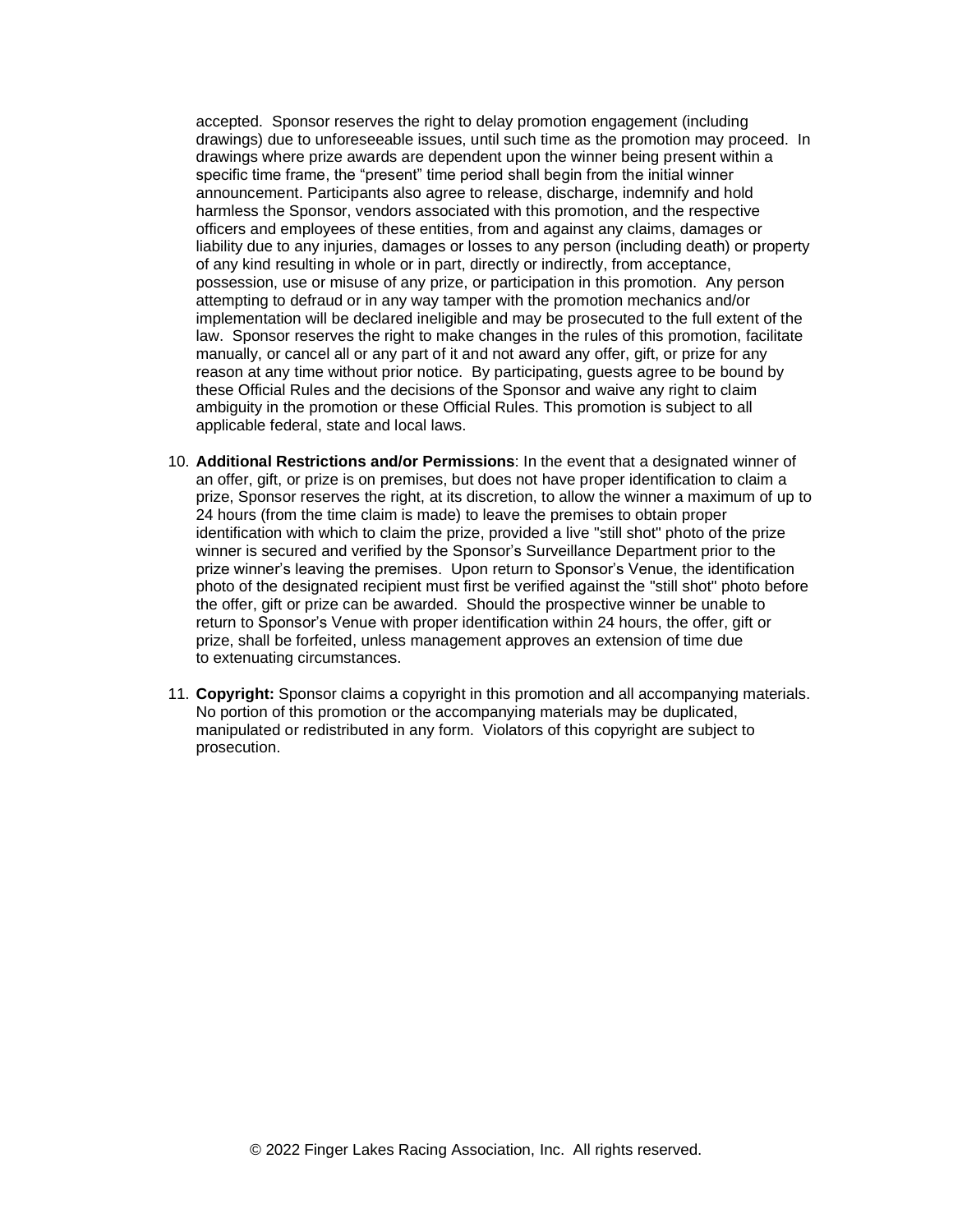accepted. Sponsor reserves the right to delay promotion engagement (including drawings) due to unforeseeable issues, until such time as the promotion may proceed. In drawings where prize awards are dependent upon the winner being present within a specific time frame, the "present" time period shall begin from the initial winner announcement. Participants also agree to release, discharge, indemnify and hold harmless the Sponsor, vendors associated with this promotion, and the respective officers and employees of these entities, from and against any claims, damages or liability due to any injuries, damages or losses to any person (including death) or property of any kind resulting in whole or in part, directly or indirectly, from acceptance, possession, use or misuse of any prize, or participation in this promotion. Any person attempting to defraud or in any way tamper with the promotion mechanics and/or implementation will be declared ineligible and may be prosecuted to the full extent of the law. Sponsor reserves the right to make changes in the rules of this promotion, facilitate manually, or cancel all or any part of it and not award any offer, gift, or prize for any reason at any time without prior notice. By participating, guests agree to be bound by these Official Rules and the decisions of the Sponsor and waive any right to claim ambiguity in the promotion or these Official Rules. This promotion is subject to all applicable federal, state and local laws.

10. **Additional Restrictions and/or Permissions**: In the event that a designated winner of an offer, gift, or prize is on premises, but does not have proper identification to claim a prize, Sponsor reserves the right, at its discretion, to allow the winner a maximum of up to 24 hours (from the time claim is made) to leave the premises to obtain proper identification with which to claim the prize, provided a live "still shot" photo of the prize winner is secured and verified by the Sponsor's Surveillance Department prior to the prize winner's leaving the premises. Upon return to Sponsor's Venue, the identification photo of the designated recipient must first be verified against the "still shot" photo before the offer, gift or prize can be awarded. Should the prospective winner be unable to return to Sponsor's Venue with proper identification within 24 hours, the offer, gift or prize, shall be forfeited, unless management approves an extension of time due to extenuating circumstances.

11. **Copyright:** Sponsor claims a copyright in this promotion and all accompanying materials. No portion of this promotion or the accompanying materials may be duplicated, manipulated or redistributed in any form. Violators of this copyright are subject to prosecution.

© 2022 Finger Lakes Racing Association, Inc. All rights reserved.